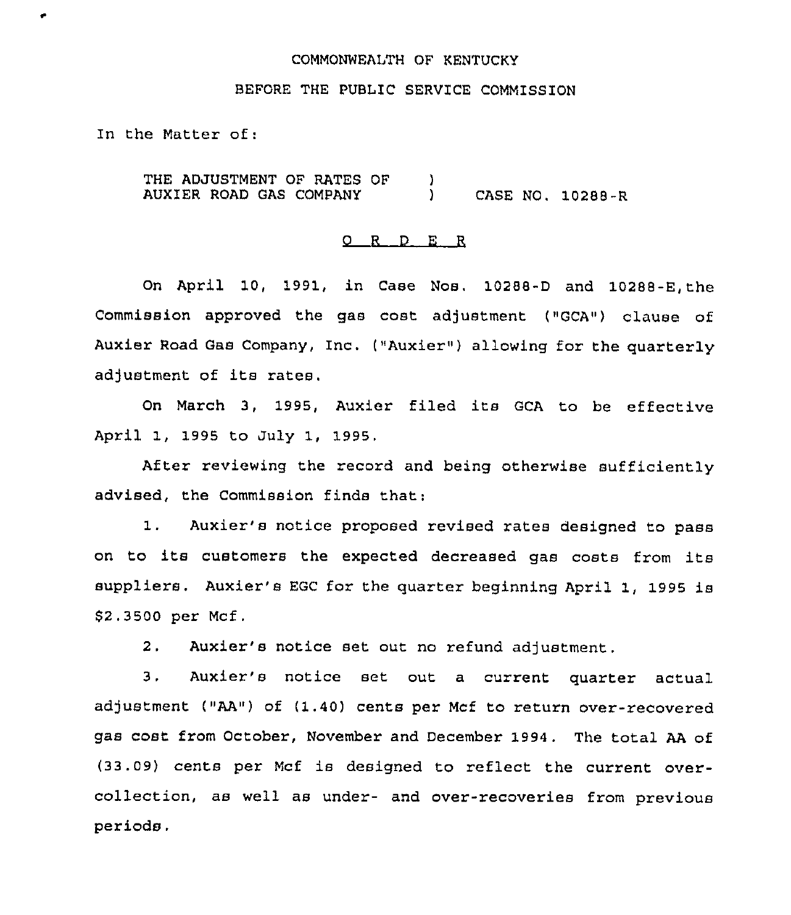COMMONWEALTH OF KENTUCKY

BEFORE THE PUBLIC SERVICE COMMISSION

In the Matter of:

THE ADJUSTMENT OF RATES OF AUXIER ROAD GAS COMPANY ) CASE NO. 10288-R

## O R D E R

On April 10, 1991, in Case Nos. 10288-D and 10288-E, the Commission approved the gas cost adjustment ("GCA") clause of Auxier Road Gas Company, Inc. ("Auxier") allowing for the quarterly adjustment of its rates.

On March 3, 1995, Auxier filed its GCA to be effective April 1, 1995 to July 1, 1995.

After reviewing the record and being otherwise sufficiently advised, the Commission finds that:

1. Auxier's notice proposed revised rates designed to pass on to its customers the expected decreased gas costs from its suppliers. Auxier's EGC for the quarter beginning April 1, 1995 is $2.3500 per Mcf.

2. Auxier's notice set out no refund adjustment.

3. Auxier's notice set out a current quarter actual adjustment ("AA") of (1.40) cents per Mcf to return over-recovered gas cost from October, November and December 1994. The total AA of (33.09) cents per Mcf is designed to reflect the current over-collection, as well as under- and over-recoveries from previous periods.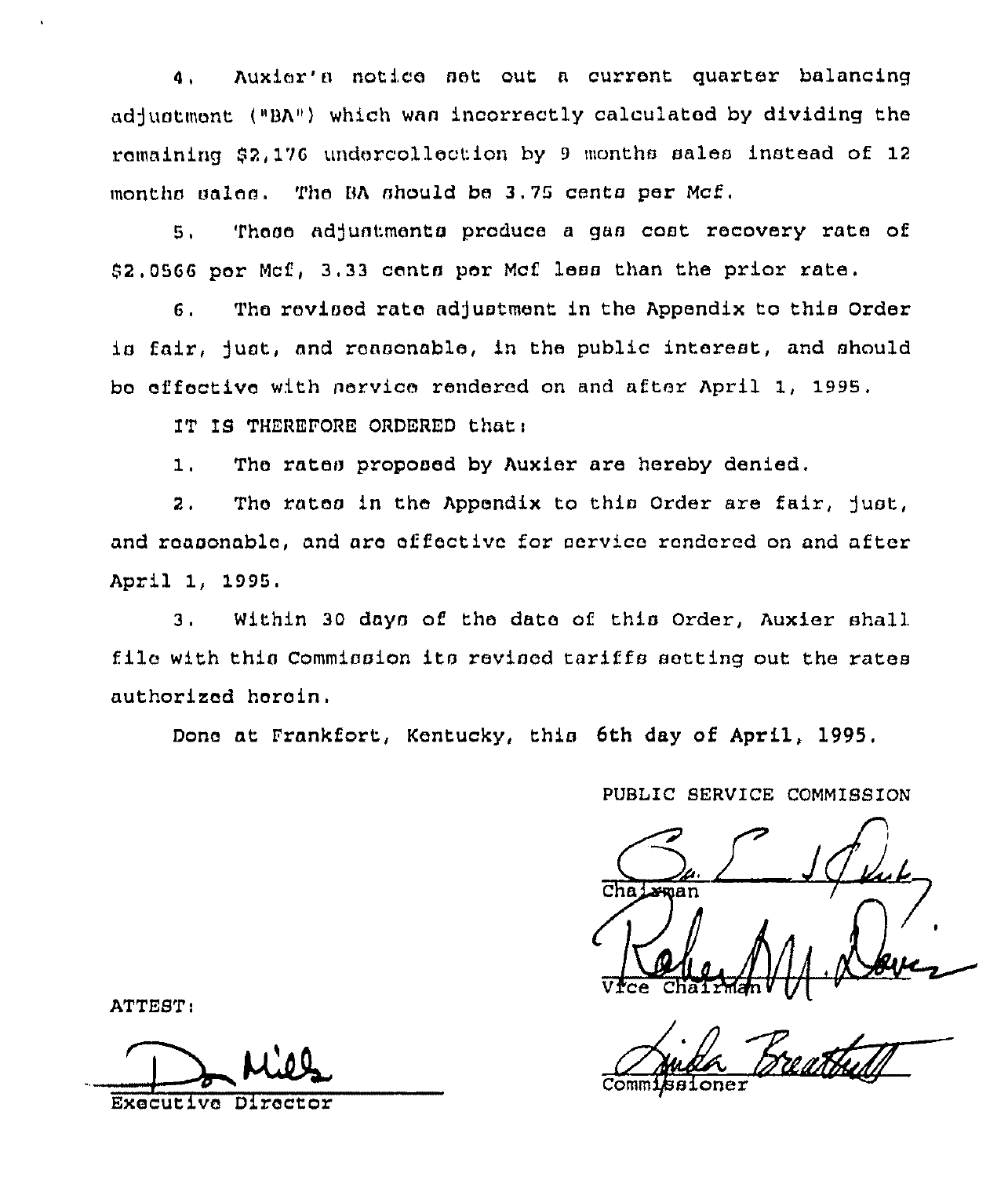4. Auxier's notice set out a current quarter balancing adjustment ("BA") which was incorrectly calculated by dividing the remaining $2,176 undercollection by 9 months sales instead of 12 months sales. The BA should be 3.75 cents per Mcf.

5. These adjustments produce a gas cost recovery rate of $2.0566 per Mcf, 3.33 cents per Mcf less than the prior rate.

6. The revised rate adjustment in the Appendix to this Order is fair, just, and reasonable, in the public interest, and should be effective with service rendered on and after April 1, 1995.

IT IS THEREFORE ORDERED that:

1. The rates proposed by Auxier are hereby denied.

2. The rates in the Appendix to this Order are fair, just, and reasonable, and are effective for service rendered on and after April 1, 1995.

3. Within 30 days of the date of this Order, Auxier shall file with this Commission its revised tariffs setting out the rates authorized herein.

Done at Frankfort, Kentucky, this 6th day of April, 1995.

PUBLIC SERVICE COMMISSION

Chairman

Vice Chairman

Commissioner

ATTEST:

Executive Director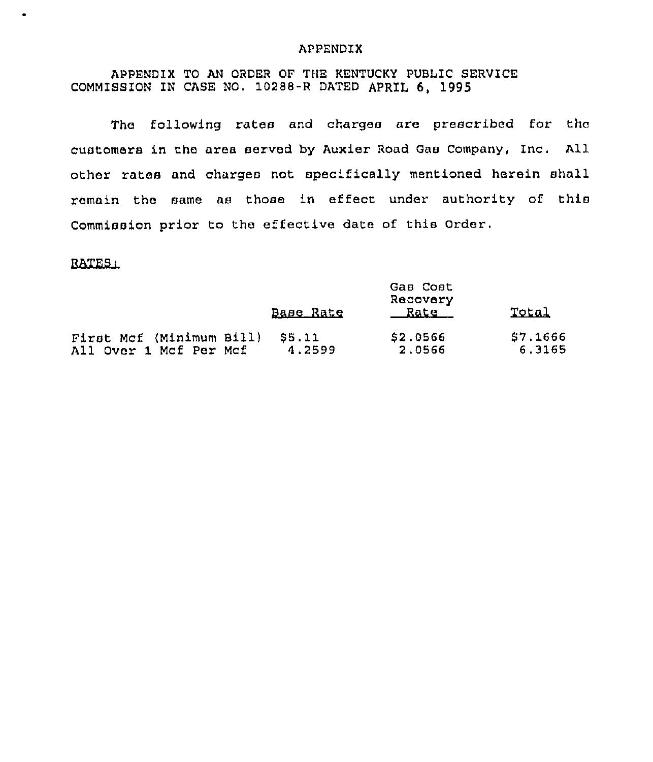APPENDIX

APPENDIX TO AN ORDER OF THE KENTUCKY PUBLIC SERVICE COMMISSION IN CASE NO. 10288-R DATED APRIL 6, 1995

The following rates and charges are prescribed for the customers in the area served by Auxier Road Gas Company, Inc. All other rates and charges not specifically mentioned herein shall remain the same as those in effect under authority of this Commission prior to the effective date of this Order.

RATES:

| | Base Rate | Gas Cost Recovery Rate | Total |
|---|---|---|---|
| First Mcf (Minimum Bill) | $5.11 | $2.0566 | $7.1666 |
| All Over 1 Mcf Per Mcf | 4.2599 | 2.0566 | 6.3165 |